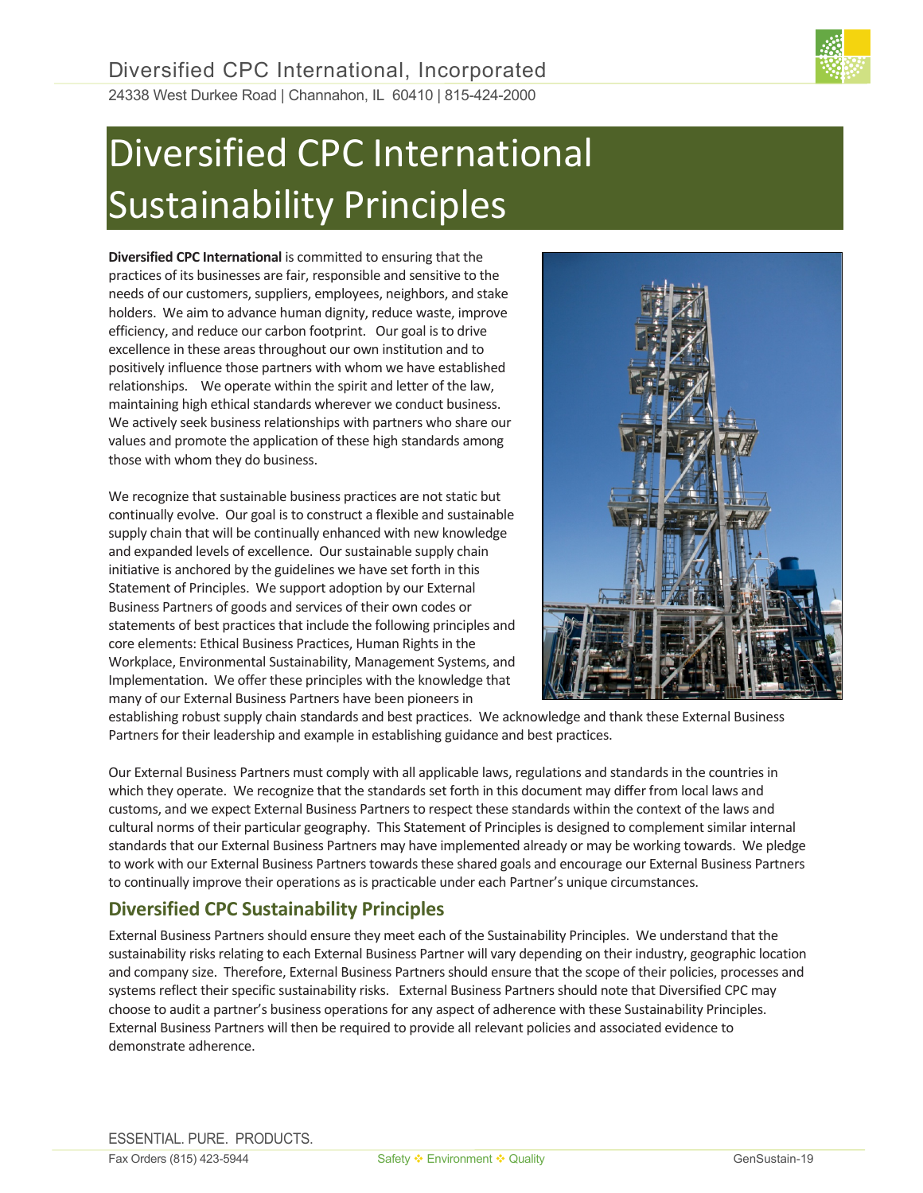Diversified CPC International, Incorporated

24338 West Durkee Road | Channahon, IL 60410 | 815-424-2000

# Diversified CPC International Sustainability Principles

**Diversified CPC International** is committed to ensuring that the practices of its businesses are fair, responsible and sensitive to the needs of our customers, suppliers, employees, neighbors, and stake holders. We aim to advance human dignity, reduce waste, improve efficiency, and reduce our carbon footprint. Our goal is to drive excellence in these areas throughout our own institution and to positively influence those partners with whom we have established relationships. We operate within the spirit and letter of the law, maintaining high ethical standards wherever we conduct business. We actively seek business relationships with partners who share our values and promote the application of these high standards among those with whom they do business.

We recognize that sustainable business practices are not static but continually evolve. Our goal is to construct a flexible and sustainable supply chain that will be continually enhanced with new knowledge and expanded levels of excellence. Our sustainable supply chain initiative is anchored by the guidelines we have set forth in this Statement of Principles. We support adoption by our External Business Partners of goods and services of their own codes or statements of best practices that include the following principles and core elements: Ethical Business Practices, Human Rights in the Workplace, Environmental Sustainability, Management Systems, and Implementation. We offer these principles with the knowledge that many of our External Business Partners have been pioneers in establishing robust supply chain standards and best practices. We acknowledge and thank these External Business Partners for their leadership and example in establishing guidance and best practices.

Our External Business Partners must comply with all applicable laws, regulations and standards in the countries in which they operate. We recognize that the standards set forth in this document may differ from local laws and customs, and we expect External Business Partners to respect these standards within the context of the laws and cultural norms of their particular geography. This Statement of Principles is designed to complement similar internal standards that our External Business Partners may have implemented already or may be working towards. We pledge to work with our External Business Partners towards these shared goals and encourage our External Business Partners to continually improve their operations as is practicable under each Partner's unique circumstances.

## Diversified CPC Sustainability Principles

External Business Partners should ensure they meet each of the Sustainability Principles. We understand that the sustainability risks relating to each External Business Partner will vary depending on their industry, geographic location and company size. Therefore, External Business Partners should ensure that the scope of their policies, processes and systems reflect their specific sustainability risks. External Business Partners should note that Diversified CPC may choose to audit a partner's business operations for any aspect of adherence with these Sustainability Principles. External Business Partners will then be required to provide all relevant policies and associated evidence to demonstrate adherence.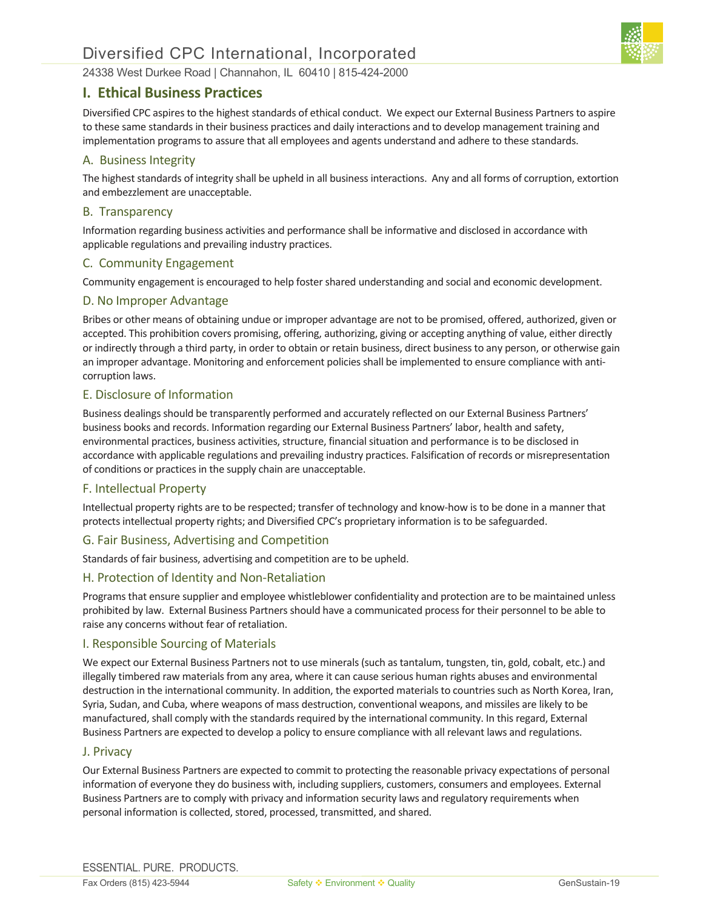## I. Ethical Business Practices

Diversified CPC aspires to the highest standards of ethical conduct. We expect our External Business Partners to aspire to these same standards in their business practices and daily interactions and to develop management training and implementation programs to assure that all employees and agents understand and adhere to these standards.

### A. Business Integrity

The highest standards of integrity shall be upheld in all business interactions. Any and all forms of corruption, extortion and embezzlement are unacceptable.

### B. Transparency

Information regarding business activities and performance shall be informative and disclosed in accordance with applicable regulations and prevailing industry practices.

### C. Community Engagement

Community engagement is encouraged to help foster shared understanding and social and economic development.

### D. No Improper Advantage

Bribes or other means of obtaining undue or improper advantage are not to be promised, offered, authorized, given or accepted. This prohibition covers promising, offering, authorizing, giving or accepting anything of value, either directly or indirectly through a third party, in order to obtain or retain business, direct business to any person, or otherwise gain an improper advantage. Monitoring and enforcement policies shall be implemented to ensure compliance with anti-corruption laws.

### E. Disclosure of Information

Business dealings should be transparently performed and accurately reflected on our External Business Partners' business books and records. Information regarding our External Business Partners' labor, health and safety, environmental practices, business activities, structure, financial situation and performance is to be disclosed in accordance with applicable regulations and prevailing industry practices. Falsification of records or misrepresentation of conditions or practices in the supply chain are unacceptable.

### F. Intellectual Property

Intellectual property rights are to be respected; transfer of technology and know-how is to be done in a manner that protects intellectual property rights; and Diversified CPC's proprietary information is to be safeguarded.

### G. Fair Business, Advertising and Competition

Standards of fair business, advertising and competition are to be upheld.

### H. Protection of Identity and Non-Retaliation

Programs that ensure supplier and employee whistleblower confidentiality and protection are to be maintained unless prohibited by law. External Business Partners should have a communicated process for their personnel to be able to raise any concerns without fear of retaliation.

### I. Responsible Sourcing of Materials

We expect our External Business Partners not to use minerals (such as tantalum, tungsten, tin, gold, cobalt, etc.) and illegally timbered raw materials from any area, where it can cause serious human rights abuses and environmental destruction in the international community. In addition, the exported materials to countries such as North Korea, Iran, Syria, Sudan, and Cuba, where weapons of mass destruction, conventional weapons, and missiles are likely to be manufactured, shall comply with the standards required by the international community. In this regard, External Business Partners are expected to develop a policy to ensure compliance with all relevant laws and regulations.

### J. Privacy

Our External Business Partners are expected to commit to protecting the reasonable privacy expectations of personal information of everyone they do business with, including suppliers, customers, consumers and employees. External Business Partners are to comply with privacy and information security laws and regulatory requirements when personal information is collected, stored, processed, transmitted, and shared.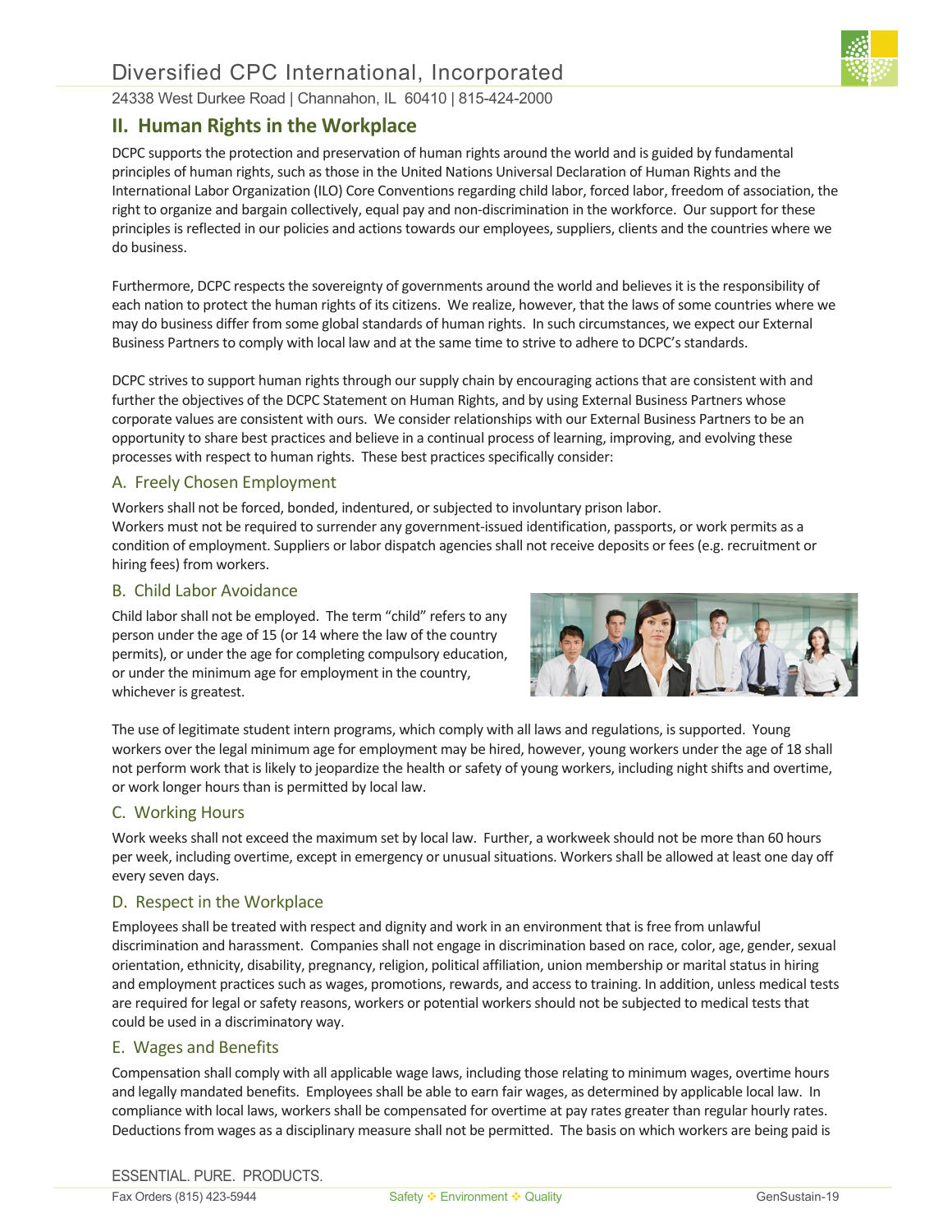## II. Human Rights in the Workplace

DCPC supports the protection and preservation of human rights around the world and is guided by fundamental principles of human rights, such as those in the United Nations Universal Declaration of Human Rights and the International Labor Organization (ILO) Core Conventions regarding child labor, forced labor, freedom of association, the right to organize and bargain collectively, equal pay and non-discrimination in the workforce. Our support for these principles is reflected in our policies and actions towards our employees, suppliers, clients and the countries where we do business.

Furthermore, DCPC respects the sovereignty of governments around the world and believes it is the responsibility of each nation to protect the human rights of its citizens. We realize, however, that the laws of some countries where we may do business differ from some global standards of human rights. In such circumstances, we expect our External Business Partners to comply with local law and at the same time to strive to adhere to DCPC's standards.

DCPC strives to support human rights through our supply chain by encouraging actions that are consistent with and further the objectives of the DCPC Statement on Human Rights, and by using External Business Partners whose corporate values are consistent with ours. We consider relationships with our External Business Partners to be an opportunity to share best practices and believe in a continual process of learning, improving, and evolving these processes with respect to human rights. These best practices specifically consider:

### A. Freely Chosen Employment

Workers shall not be forced, bonded, indentured, or subjected to involuntary prison labor.
Workers must not be required to surrender any government-issued identification, passports, or work permits as a condition of employment. Suppliers or labor dispatch agencies shall not receive deposits or fees (e.g. recruitment or hiring fees) from workers.

### B. Child Labor Avoidance

Child labor shall not be employed. The term "child" refers to any person under the age of 15 (or 14 where the law of the country permits), or under the age for completing compulsory education, or under the minimum age for employment in the country, whichever is greatest.

The use of legitimate student intern programs, which comply with all laws and regulations, is supported. Young workers over the legal minimum age for employment may be hired, however, young workers under the age of 18 shall not perform work that is likely to jeopardize the health or safety of young workers, including night shifts and overtime, or work longer hours than is permitted by local law.

### C. Working Hours

Work weeks shall not exceed the maximum set by local law. Further, a workweek should not be more than 60 hours per week, including overtime, except in emergency or unusual situations. Workers shall be allowed at least one day off every seven days.

### D. Respect in the Workplace

Employees shall be treated with respect and dignity and work in an environment that is free from unlawful discrimination and harassment. Companies shall not engage in discrimination based on race, color, age, gender, sexual orientation, ethnicity, disability, pregnancy, religion, political affiliation, union membership or marital status in hiring and employment practices such as wages, promotions, rewards, and access to training. In addition, unless medical tests are required for legal or safety reasons, workers or potential workers should not be subjected to medical tests that could be used in a discriminatory way.

### E. Wages and Benefits

Compensation shall comply with all applicable wage laws, including those relating to minimum wages, overtime hours and legally mandated benefits. Employees shall be able to earn fair wages, as determined by applicable local law. In compliance with local laws, workers shall be compensated for overtime at pay rates greater than regular hourly rates. Deductions from wages as a disciplinary measure shall not be permitted. The basis on which workers are being paid is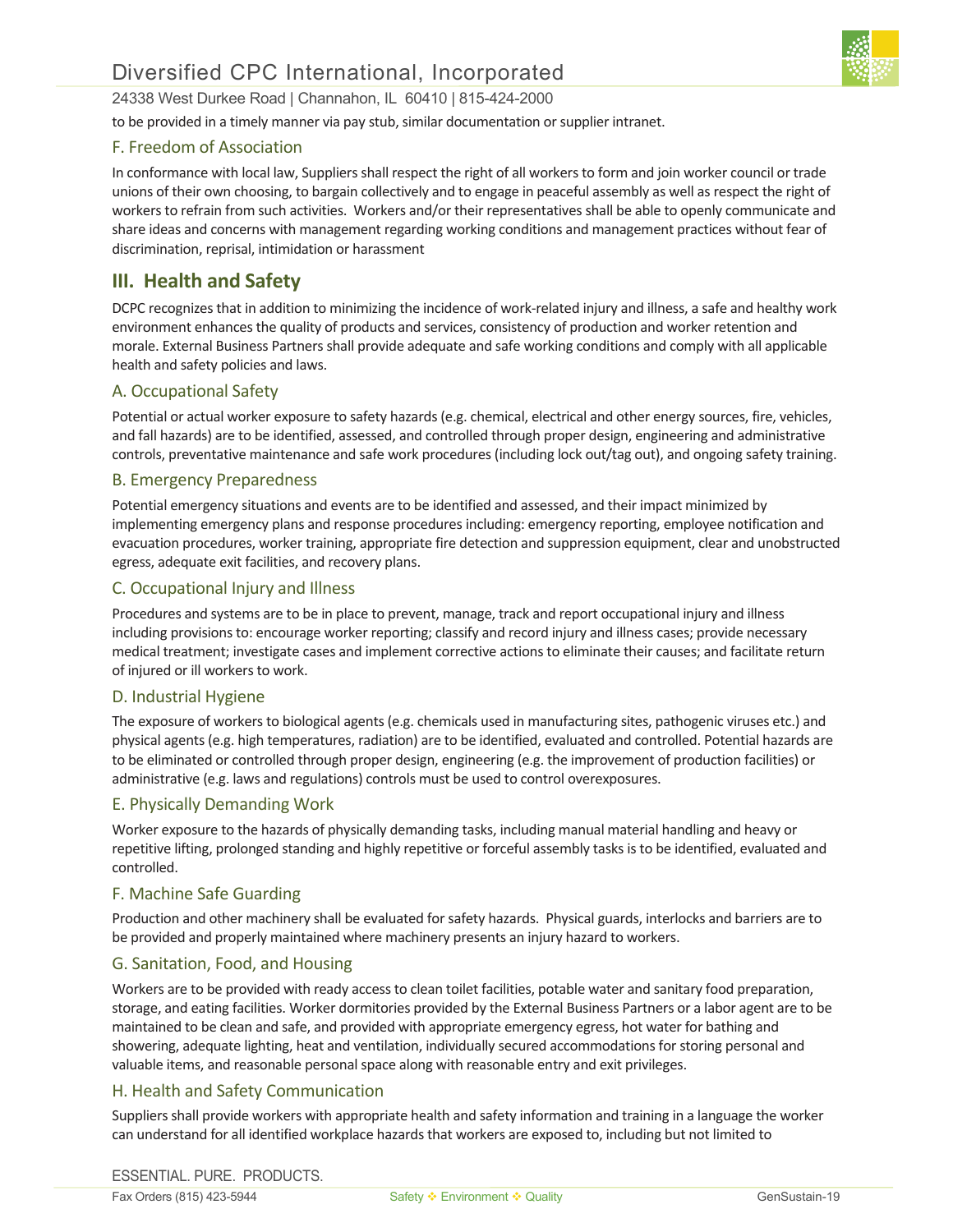to be provided in a timely manner via pay stub, similar documentation or supplier intranet.

### F. Freedom of Association

In conformance with local law, Suppliers shall respect the right of all workers to form and join worker council or trade unions of their own choosing, to bargain collectively and to engage in peaceful assembly as well as respect the right of workers to refrain from such activities. Workers and/or their representatives shall be able to openly communicate and share ideas and concerns with management regarding working conditions and management practices without fear of discrimination, reprisal, intimidation or harassment

## III. Health and Safety

DCPC recognizes that in addition to minimizing the incidence of work-related injury and illness, a safe and healthy work environment enhances the quality of products and services, consistency of production and worker retention and morale. External Business Partners shall provide adequate and safe working conditions and comply with all applicable health and safety policies and laws.

### A. Occupational Safety

Potential or actual worker exposure to safety hazards (e.g. chemical, electrical and other energy sources, fire, vehicles, and fall hazards) are to be identified, assessed, and controlled through proper design, engineering and administrative controls, preventative maintenance and safe work procedures (including lock out/tag out), and ongoing safety training.

### B. Emergency Preparedness

Potential emergency situations and events are to be identified and assessed, and their impact minimized by implementing emergency plans and response procedures including: emergency reporting, employee notification and evacuation procedures, worker training, appropriate fire detection and suppression equipment, clear and unobstructed egress, adequate exit facilities, and recovery plans.

### C. Occupational Injury and Illness

Procedures and systems are to be in place to prevent, manage, track and report occupational injury and illness including provisions to: encourage worker reporting; classify and record injury and illness cases; provide necessary medical treatment; investigate cases and implement corrective actions to eliminate their causes; and facilitate return of injured or ill workers to work.

### D. Industrial Hygiene

The exposure of workers to biological agents (e.g. chemicals used in manufacturing sites, pathogenic viruses etc.) and physical agents (e.g. high temperatures, radiation) are to be identified, evaluated and controlled. Potential hazards are to be eliminated or controlled through proper design, engineering (e.g. the improvement of production facilities) or administrative (e.g. laws and regulations) controls must be used to control overexposures.

### E. Physically Demanding Work

Worker exposure to the hazards of physically demanding tasks, including manual material handling and heavy or repetitive lifting, prolonged standing and highly repetitive or forceful assembly tasks is to be identified, evaluated and controlled.

### F. Machine Safe Guarding

Production and other machinery shall be evaluated for safety hazards. Physical guards, interlocks and barriers are to be provided and properly maintained where machinery presents an injury hazard to workers.

### G. Sanitation, Food, and Housing

Workers are to be provided with ready access to clean toilet facilities, potable water and sanitary food preparation, storage, and eating facilities. Worker dormitories provided by the External Business Partners or a labor agent are to be maintained to be clean and safe, and provided with appropriate emergency egress, hot water for bathing and showering, adequate lighting, heat and ventilation, individually secured accommodations for storing personal and valuable items, and reasonable personal space along with reasonable entry and exit privileges.

### H. Health and Safety Communication

Suppliers shall provide workers with appropriate health and safety information and training in a language the worker can understand for all identified workplace hazards that workers are exposed to, including but not limited to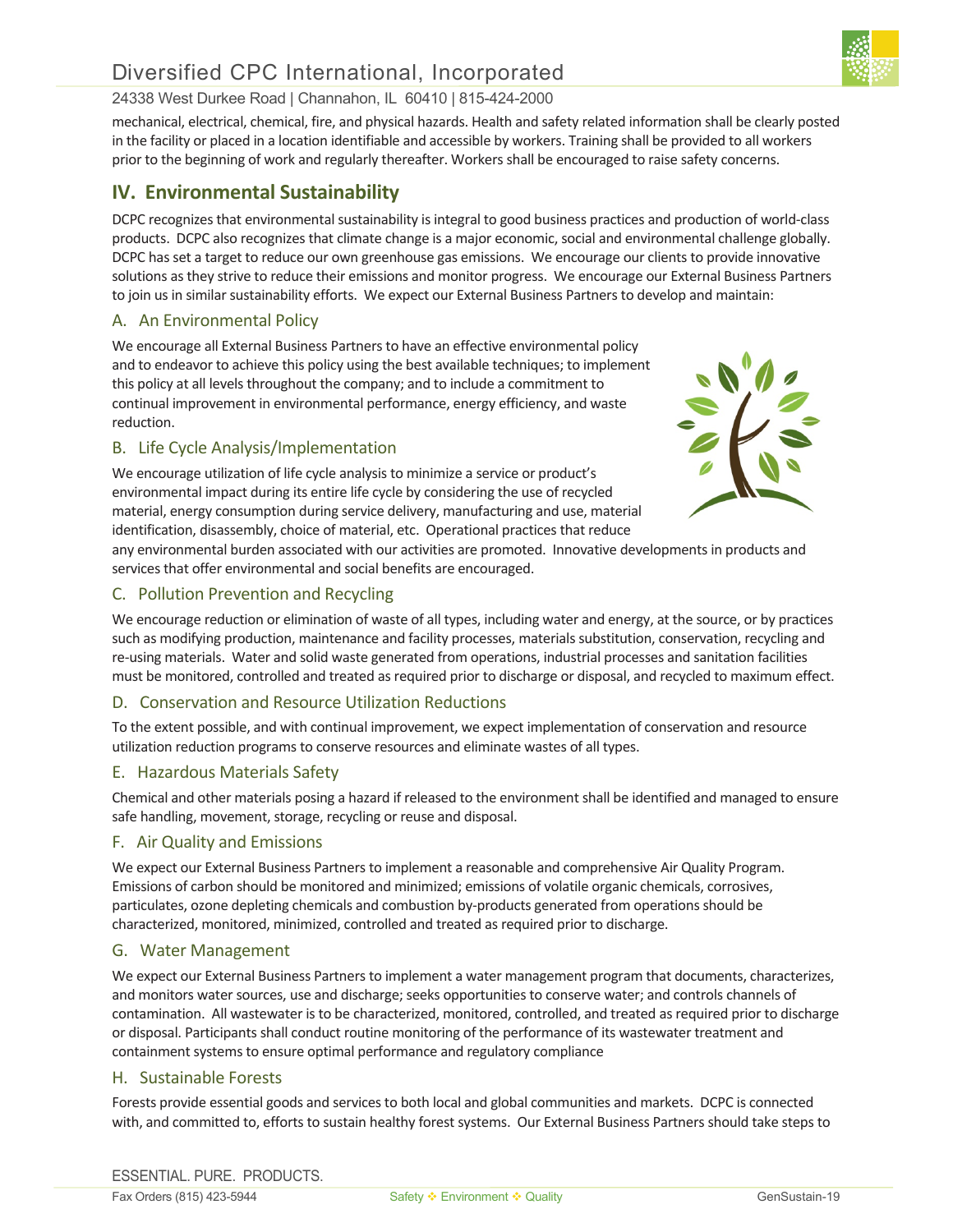mechanical, electrical, chemical, fire, and physical hazards. Health and safety related information shall be clearly posted in the facility or placed in a location identifiable and accessible by workers. Training shall be provided to all workers prior to the beginning of work and regularly thereafter. Workers shall be encouraged to raise safety concerns.

## IV. Environmental Sustainability

DCPC recognizes that environmental sustainability is integral to good business practices and production of world-class products. DCPC also recognizes that climate change is a major economic, social and environmental challenge globally. DCPC has set a target to reduce our own greenhouse gas emissions. We encourage our clients to provide innovative solutions as they strive to reduce their emissions and monitor progress. We encourage our External Business Partners to join us in similar sustainability efforts. We expect our External Business Partners to develop and maintain:

### A. An Environmental Policy

We encourage all External Business Partners to have an effective environmental policy and to endeavor to achieve this policy using the best available techniques; to implement this policy at all levels throughout the company; and to include a commitment to continual improvement in environmental performance, energy efficiency, and waste reduction.

### B. Life Cycle Analysis/Implementation

We encourage utilization of life cycle analysis to minimize a service or product's environmental impact during its entire life cycle by considering the use of recycled material, energy consumption during service delivery, manufacturing and use, material identification, disassembly, choice of material, etc. Operational practices that reduce any environmental burden associated with our activities are promoted. Innovative developments in products and services that offer environmental and social benefits are encouraged.

### C. Pollution Prevention and Recycling

We encourage reduction or elimination of waste of all types, including water and energy, at the source, or by practices such as modifying production, maintenance and facility processes, materials substitution, conservation, recycling and re-using materials. Water and solid waste generated from operations, industrial processes and sanitation facilities must be monitored, controlled and treated as required prior to discharge or disposal, and recycled to maximum effect.

### D. Conservation and Resource Utilization Reductions

To the extent possible, and with continual improvement, we expect implementation of conservation and resource utilization reduction programs to conserve resources and eliminate wastes of all types.

### E. Hazardous Materials Safety

Chemical and other materials posing a hazard if released to the environment shall be identified and managed to ensure safe handling, movement, storage, recycling or reuse and disposal.

### F. Air Quality and Emissions

We expect our External Business Partners to implement a reasonable and comprehensive Air Quality Program. Emissions of carbon should be monitored and minimized; emissions of volatile organic chemicals, corrosives, particulates, ozone depleting chemicals and combustion by-products generated from operations should be characterized, monitored, minimized, controlled and treated as required prior to discharge.

### G. Water Management

We expect our External Business Partners to implement a water management program that documents, characterizes, and monitors water sources, use and discharge; seeks opportunities to conserve water; and controls channels of contamination. All wastewater is to be characterized, monitored, controlled, and treated as required prior to discharge or disposal. Participants shall conduct routine monitoring of the performance of its wastewater treatment and containment systems to ensure optimal performance and regulatory compliance

### H. Sustainable Forests

Forests provide essential goods and services to both local and global communities and markets. DCPC is connected with, and committed to, efforts to sustain healthy forest systems. Our External Business Partners should take steps to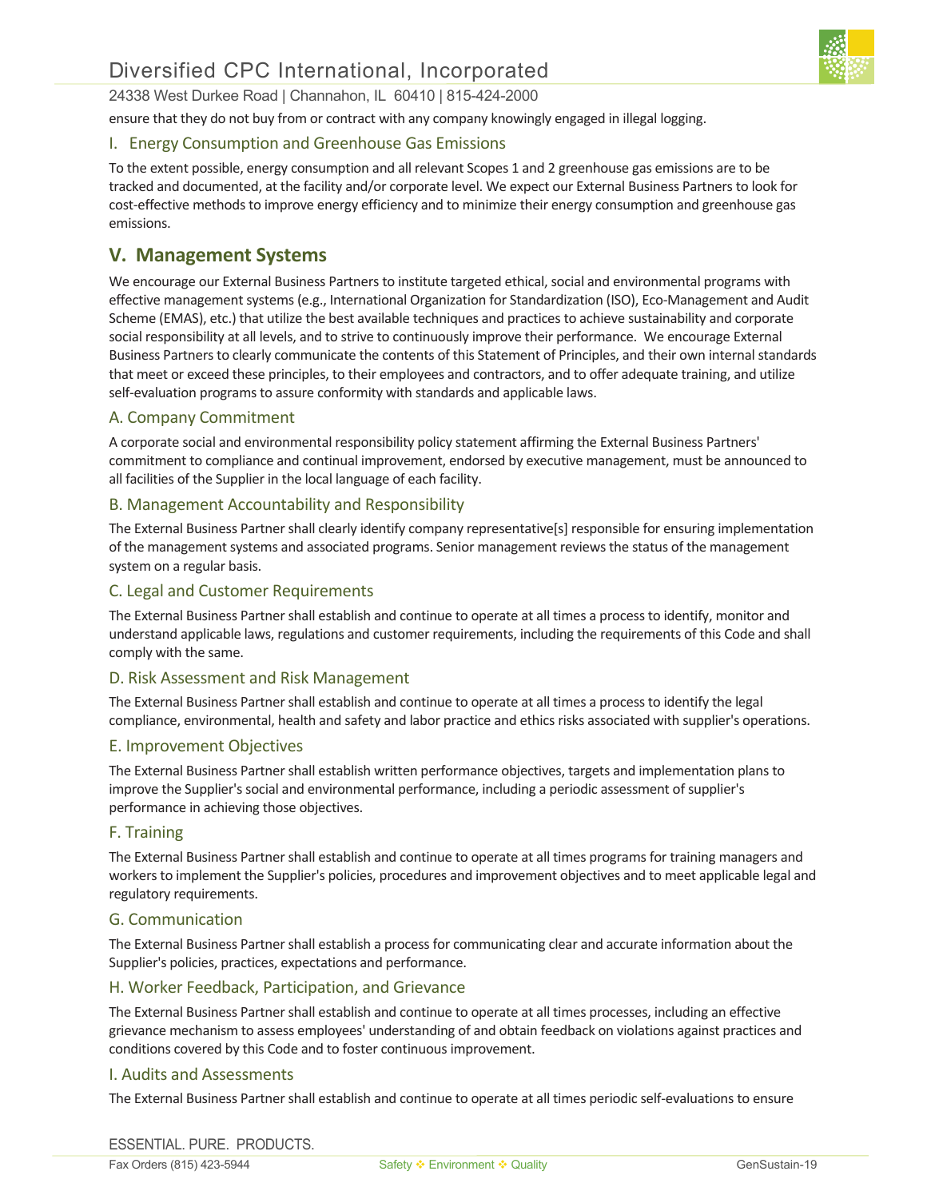ensure that they do not buy from or contract with any company knowingly engaged in illegal logging.

### I. Energy Consumption and Greenhouse Gas Emissions

To the extent possible, energy consumption and all relevant Scopes 1 and 2 greenhouse gas emissions are to be tracked and documented, at the facility and/or corporate level. We expect our External Business Partners to look for cost-effective methods to improve energy efficiency and to minimize their energy consumption and greenhouse gas emissions.

## V. Management Systems

We encourage our External Business Partners to institute targeted ethical, social and environmental programs with effective management systems (e.g., International Organization for Standardization (ISO), Eco-Management and Audit Scheme (EMAS), etc.) that utilize the best available techniques and practices to achieve sustainability and corporate social responsibility at all levels, and to strive to continuously improve their performance. We encourage External Business Partners to clearly communicate the contents of this Statement of Principles, and their own internal standards that meet or exceed these principles, to their employees and contractors, and to offer adequate training, and utilize self-evaluation programs to assure conformity with standards and applicable laws.

### A. Company Commitment

A corporate social and environmental responsibility policy statement affirming the External Business Partners' commitment to compliance and continual improvement, endorsed by executive management, must be announced to all facilities of the Supplier in the local language of each facility.

### B. Management Accountability and Responsibility

The External Business Partner shall clearly identify company representative[s] responsible for ensuring implementation of the management systems and associated programs. Senior management reviews the status of the management system on a regular basis.

### C. Legal and Customer Requirements

The External Business Partner shall establish and continue to operate at all times a process to identify, monitor and understand applicable laws, regulations and customer requirements, including the requirements of this Code and shall comply with the same.

### D. Risk Assessment and Risk Management

The External Business Partner shall establish and continue to operate at all times a process to identify the legal compliance, environmental, health and safety and labor practice and ethics risks associated with supplier's operations.

### E. Improvement Objectives

The External Business Partner shall establish written performance objectives, targets and implementation plans to improve the Supplier's social and environmental performance, including a periodic assessment of supplier's performance in achieving those objectives.

### F. Training

The External Business Partner shall establish and continue to operate at all times programs for training managers and workers to implement the Supplier's policies, procedures and improvement objectives and to meet applicable legal and regulatory requirements.

### G. Communication

The External Business Partner shall establish a process for communicating clear and accurate information about the Supplier's policies, practices, expectations and performance.

### H. Worker Feedback, Participation, and Grievance

The External Business Partner shall establish and continue to operate at all times processes, including an effective grievance mechanism to assess employees' understanding of and obtain feedback on violations against practices and conditions covered by this Code and to foster continuous improvement.

### I. Audits and Assessments

The External Business Partner shall establish and continue to operate at all times periodic self-evaluations to ensure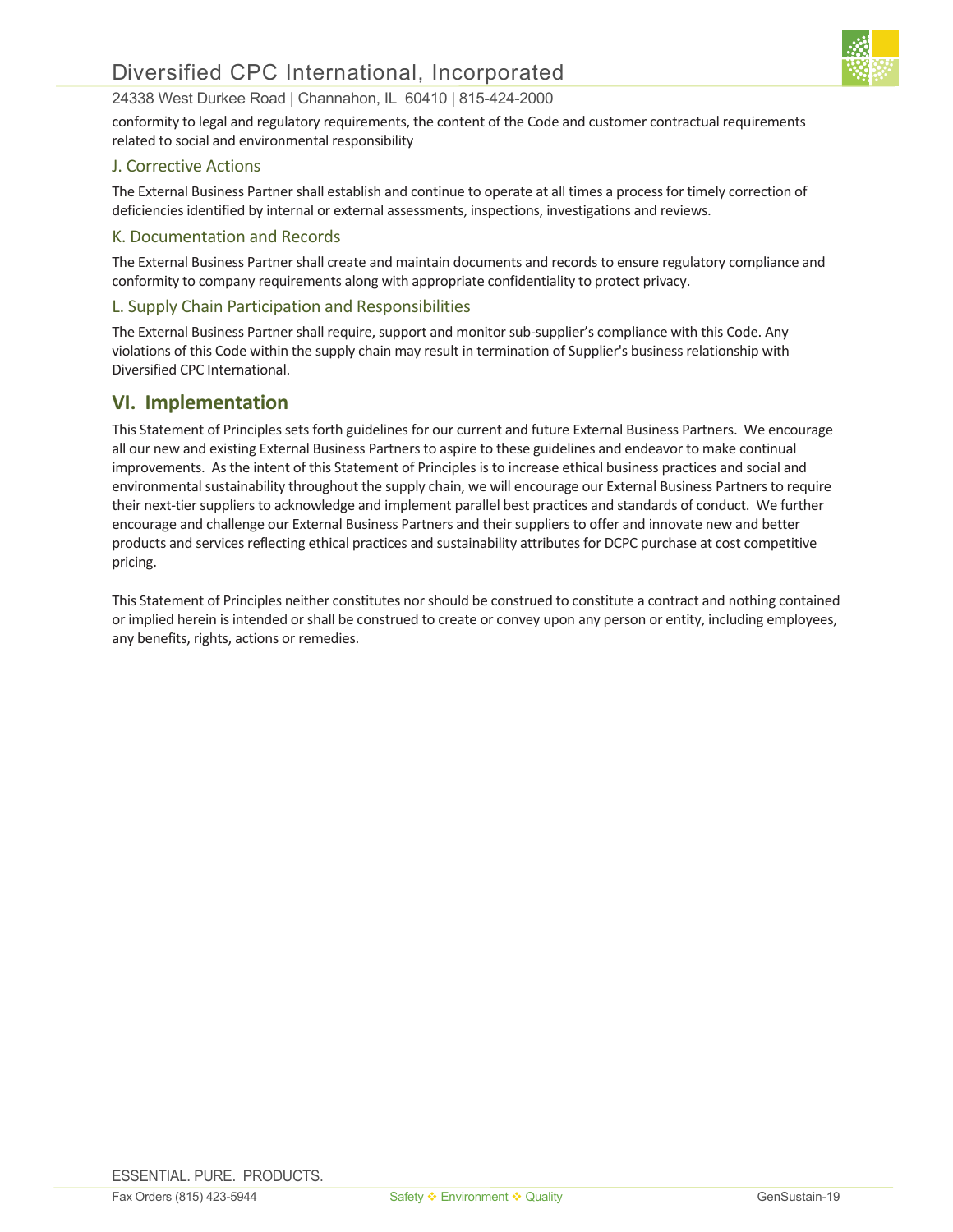conformity to legal and regulatory requirements, the content of the Code and customer contractual requirements related to social and environmental responsibility

### J. Corrective Actions

The External Business Partner shall establish and continue to operate at all times a process for timely correction of deficiencies identified by internal or external assessments, inspections, investigations and reviews.

### K. Documentation and Records

The External Business Partner shall create and maintain documents and records to ensure regulatory compliance and conformity to company requirements along with appropriate confidentiality to protect privacy.

### L. Supply Chain Participation and Responsibilities

The External Business Partner shall require, support and monitor sub-supplier's compliance with this Code. Any violations of this Code within the supply chain may result in termination of Supplier's business relationship with Diversified CPC International.

## VI. Implementation

This Statement of Principles sets forth guidelines for our current and future External Business Partners. We encourage all our new and existing External Business Partners to aspire to these guidelines and endeavor to make continual improvements. As the intent of this Statement of Principles is to increase ethical business practices and social and environmental sustainability throughout the supply chain, we will encourage our External Business Partners to require their next-tier suppliers to acknowledge and implement parallel best practices and standards of conduct. We further encourage and challenge our External Business Partners and their suppliers to offer and innovate new and better products and services reflecting ethical practices and sustainability attributes for DCPC purchase at cost competitive pricing.

This Statement of Principles neither constitutes nor should be construed to constitute a contract and nothing contained or implied herein is intended or shall be construed to create or convey upon any person or entity, including employees, any benefits, rights, actions or remedies.